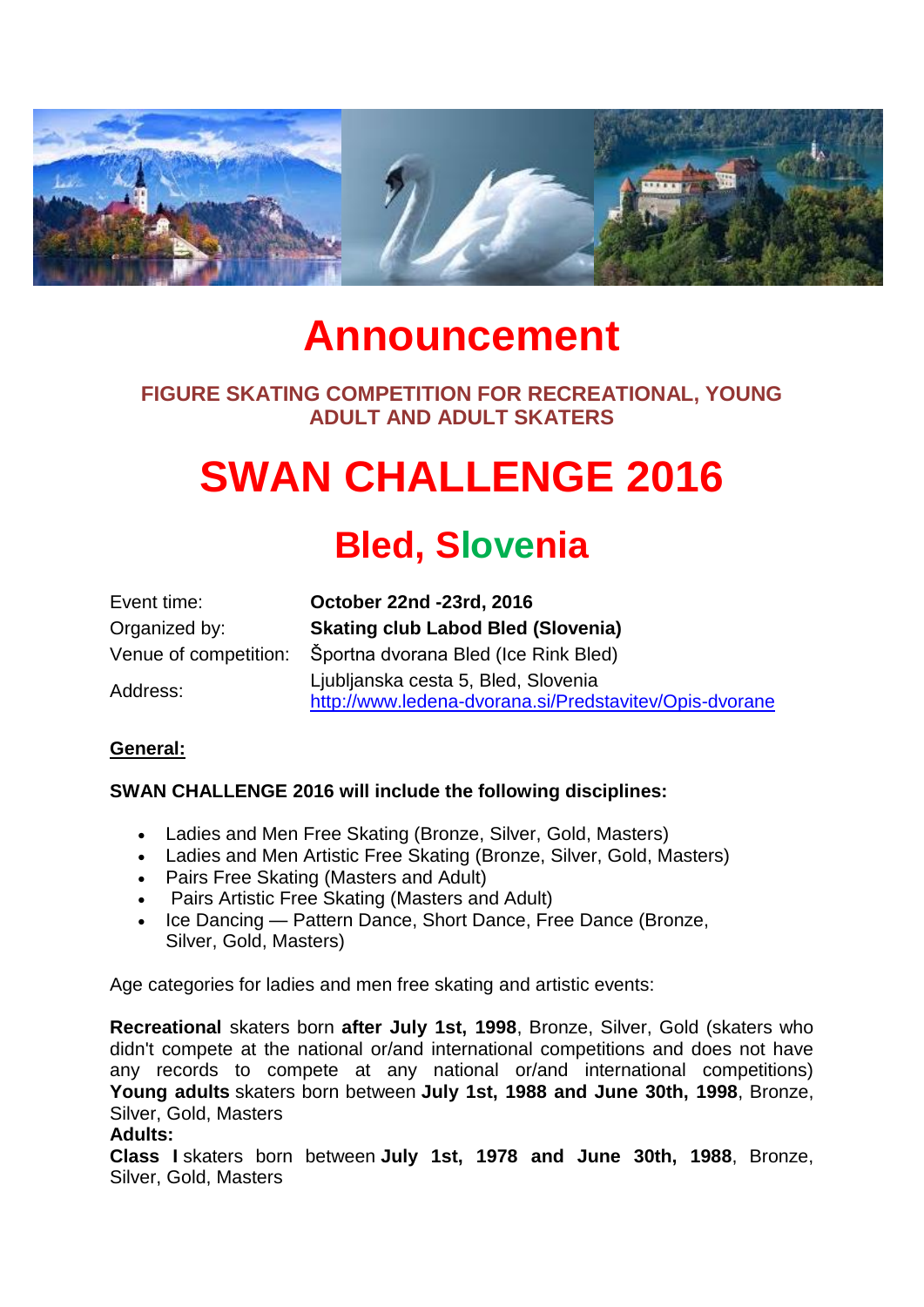# Announcement

**FIGURE SKATING COMPETITION FOR RECREATIONAL, YOUNG ADULT AND ADULT SKATERS**

# SWAN CHALLENGE 2016

## Bled, Slovenia

| | |
|---|---|
| Event time: | **October 22nd -23rd, 2016** |
| Organized by: | **Skating club Labod Bled (Slovenia)** |
| Venue of competition: | Športna dvorana Bled (Ice Rink Bled) |
| Address: | Ljubljanska cesta 5, Bled, Slovenia http://www.ledena-dvorana.si/Predstavitev/Opis-dvorane |

**General:**

**SWAN CHALLENGE 2016 will include the following disciplines:**

- Ladies and Men Free Skating (Bronze, Silver, Gold, Masters)
- Ladies and Men Artistic Free Skating (Bronze, Silver, Gold, Masters)
- Pairs Free Skating (Masters and Adult)
- Pairs Artistic Free Skating (Masters and Adult)
- Ice Dancing — Pattern Dance, Short Dance, Free Dance (Bronze, Silver, Gold, Masters)

Age categories for ladies and men free skating and artistic events:

**Recreational** skaters born **after July 1st, 1998**, Bronze, Silver, Gold (skaters who didn't compete at the national or/and international competitions and does not have any records to compete at any national or/and international competitions)
**Young adults** skaters born between **July 1st, 1988 and June 30th, 1998**, Bronze, Silver, Gold, Masters
**Adults:**
**Class I** skaters born between **July 1st, 1978 and June 30th, 1988**, Bronze, Silver, Gold, Masters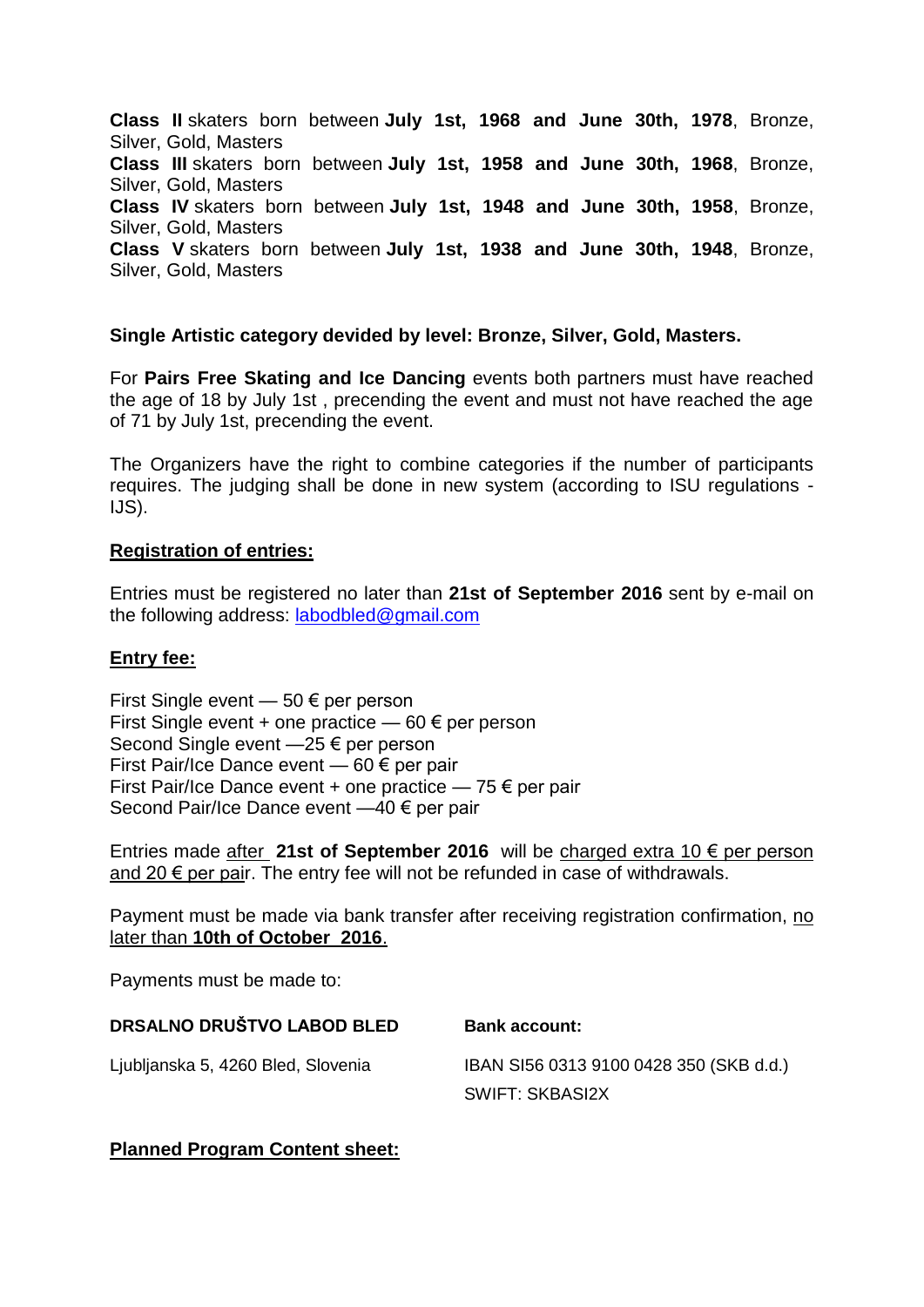**Class II** skaters born between **July 1st, 1968 and June 30th, 1978**, Bronze, Silver, Gold, Masters
**Class III** skaters born between **July 1st, 1958 and June 30th, 1968**, Bronze, Silver, Gold, Masters
**Class IV** skaters born between **July 1st, 1948 and June 30th, 1958**, Bronze, Silver, Gold, Masters
**Class V** skaters born between **July 1st, 1938 and June 30th, 1948**, Bronze, Silver, Gold, Masters

**Single Artistic category devided by level: Bronze, Silver, Gold, Masters.**

For **Pairs Free Skating and Ice Dancing** events both partners must have reached the age of 18 by July 1st , precending the event and must not have reached the age of 71 by July 1st, precending the event.

The Organizers have the right to combine categories if the number of participants requires. The judging shall be done in new system (according to ISU regulations - IJS).

## Registration of entries:

Entries must be registered no later than **21st of September 2016** sent by e-mail on the following address: labodbled@gmail.com

## Entry fee:

First Single event — 50 € per person
First Single event + one practice — 60 € per person
Second Single event —25 € per person
First Pair/Ice Dance event — 60 € per pair
First Pair/Ice Dance event + one practice — 75 € per pair
Second Pair/Ice Dance event —40 € per pair

Entries made after **21st of September 2016** will be charged extra 10 € per person and 20 € per pair. The entry fee will not be refunded in case of withdrawals.

Payment must be made via bank transfer after receiving registration confirmation, no later than **10th of October 2016**.

Payments must be made to:

| **DRSALNO DRUŠTVO LABOD BLED** | **Bank account:** |
|---|---|
| Ljubljanska 5, 4260 Bled, Slovenia | IBAN SI56 0313 9100 0428 350 (SKB d.d.) |
| | SWIFT: SKBASI2X |

## Planned Program Content sheet: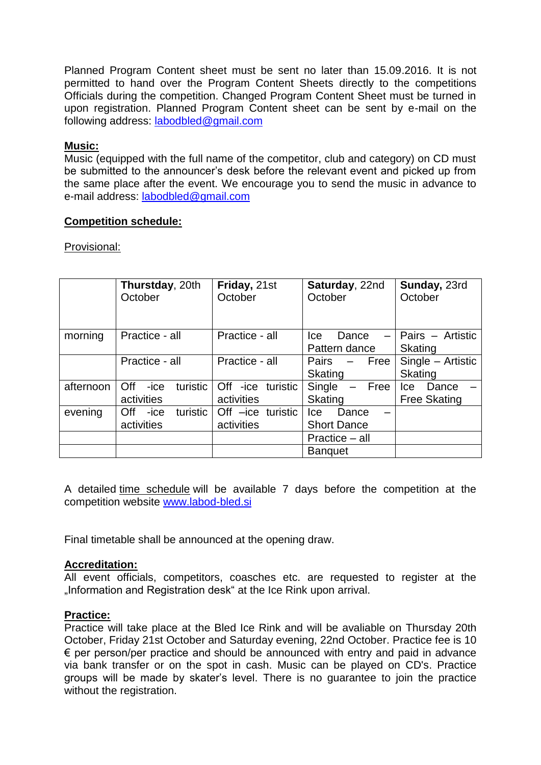Planned Program Content sheet must be sent no later than 15.09.2016. It is not permitted to hand over the Program Content Sheets directly to the competitions Officials during the competition. Changed Program Content Sheet must be turned in upon registration. Planned Program Content sheet can be sent by e-mail on the following address: labodbled@gmail.com

**Music:**

Music (equipped with the full name of the competitor, club and category) on CD must be submitted to the announcer's desk before the relevant event and picked up from the same place after the event. We encourage you to send the music in advance to e-mail address: labodbled@gmail.com

**Competition schedule:**

Provisional:

| | **Thurstday**, 20th October | **Friday,** 21st October | **Saturday**, 22nd October | **Sunday,** 23rd October |
|---|---|---|---|---|
| morning | Practice - all | Practice - all | Ice Dance – Pattern dance | Pairs – Artistic Skating |
| | Practice - all | Practice - all | Pairs – Free Skating | Single – Artistic Skating |
| afternoon | Off -ice turistic activities | Off -ice turistic activities | Single – Free Skating | Ice Dance – Free Skating |
| evening | Off -ice turistic activities | Off –ice turistic activities | Ice Dance – Short Dance | |
| | | | Practice – all | |
| | | | Banquet | |

A detailed time schedule will be available 7 days before the competition at the competition website www.labod-bled.si

Final timetable shall be announced at the opening draw.

**Accreditation:**

All event officials, competitors, coasches etc. are requested to register at the „Information and Registration desk" at the Ice Rink upon arrival.

**Practice:**

Practice will take place at the Bled Ice Rink and will be avaliable on Thursday 20th October, Friday 21st October and Saturday evening, 22nd October. Practice fee is 10 € per person/per practice and should be announced with entry and paid in advance via bank transfer or on the spot in cash. Music can be played on CD's. Practice groups will be made by skater's level. There is no guarantee to join the practice without the registration.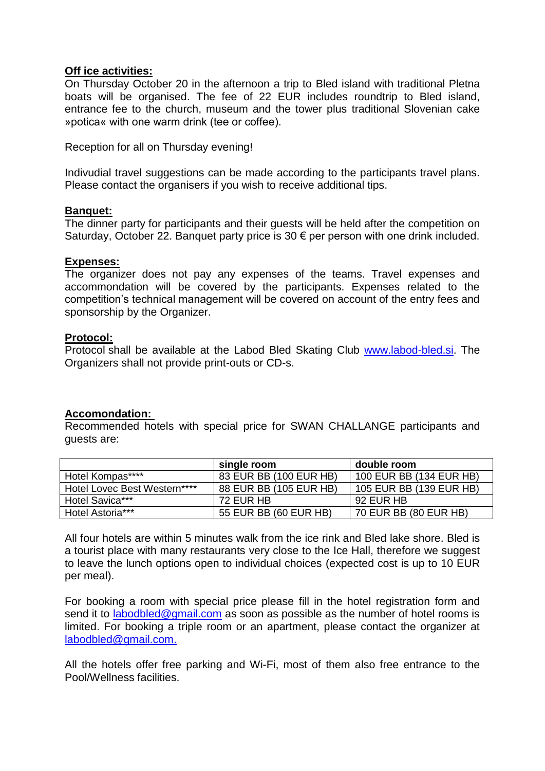**Off ice activities:**

On Thursday October 20 in the afternoon a trip to Bled island with traditional Pletna boats will be organised. The fee of 22 EUR includes roundtrip to Bled island, entrance fee to the church, museum and the tower plus traditional Slovenian cake »potica« with one warm drink (tee or coffee).

Reception for all on Thursday evening!

Indivudial travel suggestions can be made according to the participants travel plans. Please contact the organisers if you wish to receive additional tips.

**Banquet:**

The dinner party for participants and their guests will be held after the competition on Saturday, October 22. Banquet party price is 30 € per person with one drink included.

**Expenses:**

The organizer does not pay any expenses of the teams. Travel expenses and accommondation will be covered by the participants. Expenses related to the competition's technical management will be covered on account of the entry fees and sponsorship by the Organizer.

**Protocol:**

Protocol shall be available at the Labod Bled Skating Club [www.labod-bled.si](http://www.labod-bled.si). The Organizers shall not provide print-outs or CD-s.

**Accomondation:**

Recommended hotels with special price for SWAN CHALLANGE participants and guests are:

| | single room | double room |
|---|---|---|
| Hotel Kompas**** | 83 EUR BB (100 EUR HB) | 100 EUR BB (134 EUR HB) |
| Hotel Lovec Best Western**** | 88 EUR BB (105 EUR HB) | 105 EUR BB (139 EUR HB) |
| Hotel Savica*** | 72 EUR HB | 92 EUR HB |
| Hotel Astoria*** | 55 EUR BB (60 EUR HB) | 70 EUR BB (80 EUR HB) |

All four hotels are within 5 minutes walk from the ice rink and Bled lake shore. Bled is a tourist place with many restaurants very close to the Ice Hall, therefore we suggest to leave the lunch options open to individual choices (expected cost is up to 10 EUR per meal).

For booking a room with special price please fill in the hotel registration form and send it to [labodbled@gmail.com](mailto:labodbled@gmail.com) as soon as possible as the number of hotel rooms is limited. For booking a triple room or an apartment, please contact the organizer at [labodbled@gmail.com.](mailto:labodbled@gmail.com)

All the hotels offer free parking and Wi-Fi, most of them also free entrance to the Pool/Wellness facilities.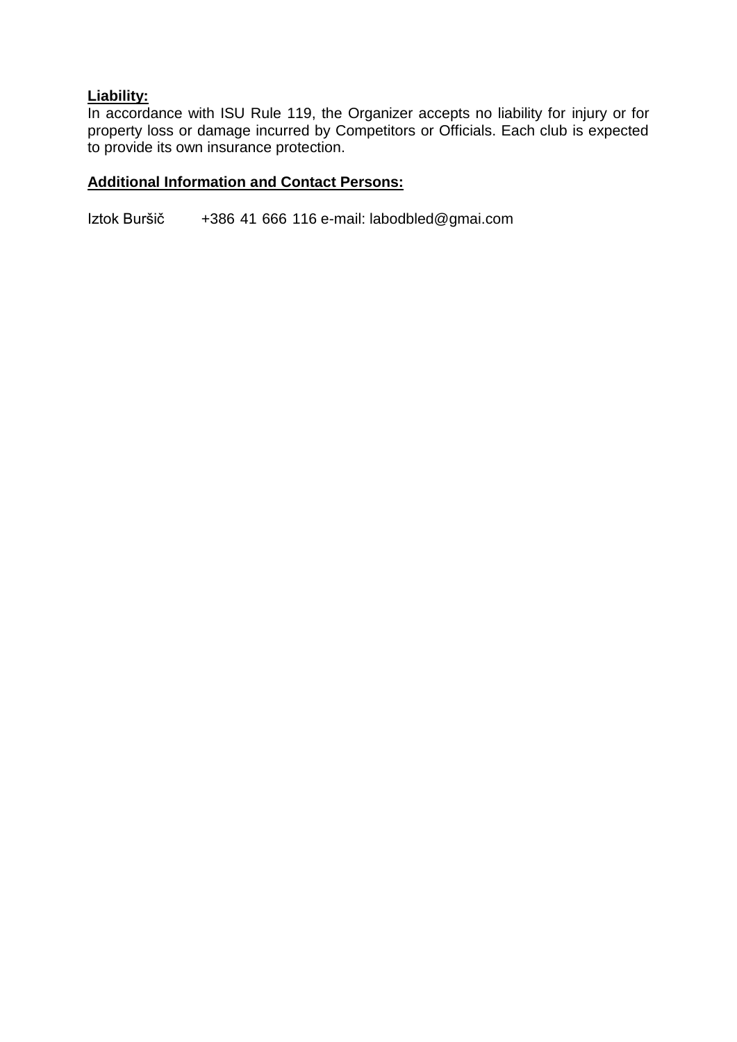**Liability:**

In accordance with ISU Rule 119, the Organizer accepts no liability for injury or for property loss or damage incurred by Competitors or Officials. Each club is expected to provide its own insurance protection.

**Additional Information and Contact Persons:**

Iztok Buršič +386 41 666 116 e-mail: labodbled@gmai.com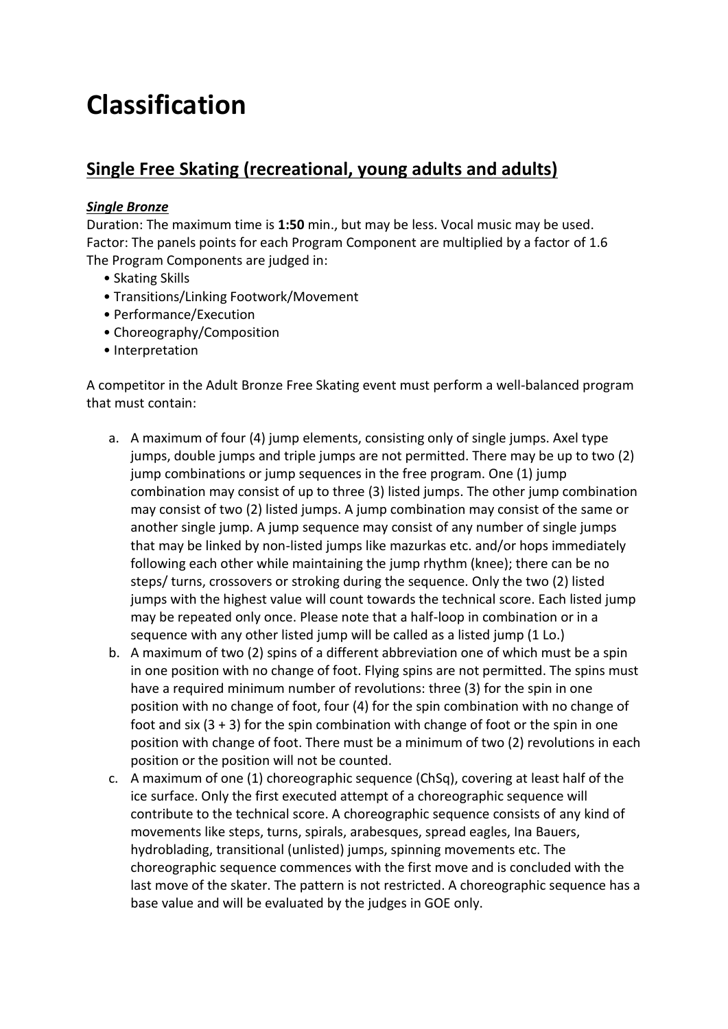# Classification

## Single Free Skating (recreational, young adults and adults)

***Single Bronze***

Duration: The maximum time is **1:50** min., but may be less. Vocal music may be used.
Factor: The panels points for each Program Component are multiplied by a factor of 1.6
The Program Components are judged in:

- Skating Skills
- Transitions/Linking Footwork/Movement
- Performance/Execution
- Choreography/Composition
- Interpretation

A competitor in the Adult Bronze Free Skating event must perform a well-balanced program that must contain:

a. A maximum of four (4) jump elements, consisting only of single jumps. Axel type jumps, double jumps and triple jumps are not permitted. There may be up to two (2) jump combinations or jump sequences in the free program. One (1) jump combination may consist of up to three (3) listed jumps. The other jump combination may consist of two (2) listed jumps. A jump combination may consist of the same or another single jump. A jump sequence may consist of any number of single jumps that may be linked by non-listed jumps like mazurkas etc. and/or hops immediately following each other while maintaining the jump rhythm (knee); there can be no steps/ turns, crossovers or stroking during the sequence. Only the two (2) listed jumps with the highest value will count towards the technical score. Each listed jump may be repeated only once. Please note that a half-loop in combination or in a sequence with any other listed jump will be called as a listed jump (1 Lo.)
b. A maximum of two (2) spins of a different abbreviation one of which must be a spin in one position with no change of foot. Flying spins are not permitted. The spins must have a required minimum number of revolutions: three (3) for the spin in one position with no change of foot, four (4) for the spin combination with no change of foot and six (3 + 3) for the spin combination with change of foot or the spin in one position with change of foot. There must be a minimum of two (2) revolutions in each position or the position will not be counted.
c. A maximum of one (1) choreographic sequence (ChSq), covering at least half of the ice surface. Only the first executed attempt of a choreographic sequence will contribute to the technical score. A choreographic sequence consists of any kind of movements like steps, turns, spirals, arabesques, spread eagles, Ina Bauers, hydroblading, transitional (unlisted) jumps, spinning movements etc. The choreographic sequence commences with the first move and is concluded with the last move of the skater. The pattern is not restricted. A choreographic sequence has a base value and will be evaluated by the judges in GOE only.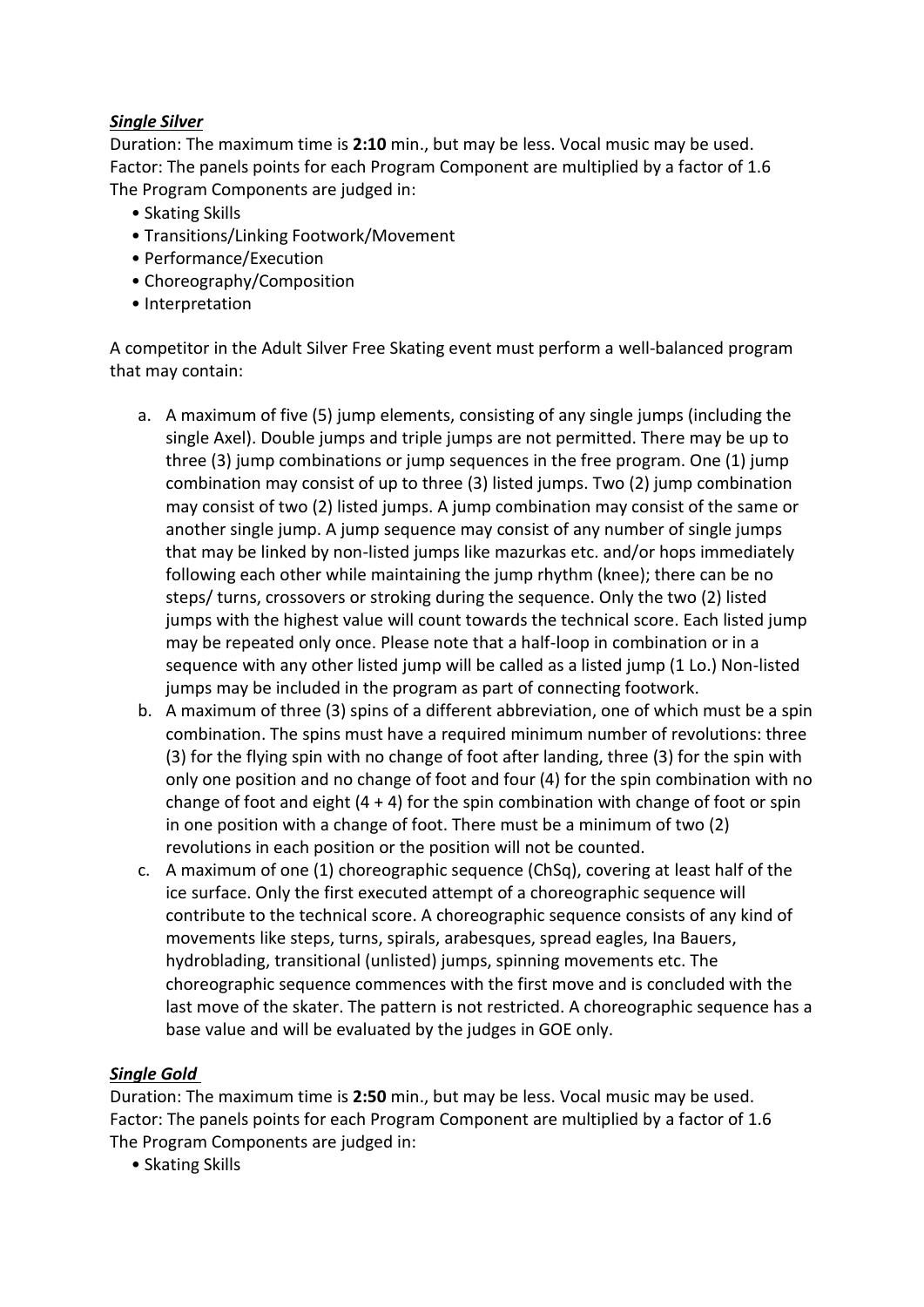***Single Silver***

Duration: The maximum time is **2:10** min., but may be less. Vocal music may be used.
Factor: The panels points for each Program Component are multiplied by a factor of 1.6
The Program Components are judged in:

- Skating Skills
- Transitions/Linking Footwork/Movement
- Performance/Execution
- Choreography/Composition
- Interpretation

A competitor in the Adult Silver Free Skating event must perform a well-balanced program that may contain:

a. A maximum of five (5) jump elements, consisting of any single jumps (including the single Axel). Double jumps and triple jumps are not permitted. There may be up to three (3) jump combinations or jump sequences in the free program. One (1) jump combination may consist of up to three (3) listed jumps. Two (2) jump combination may consist of two (2) listed jumps. A jump combination may consist of the same or another single jump. A jump sequence may consist of any number of single jumps that may be linked by non-listed jumps like mazurkas etc. and/or hops immediately following each other while maintaining the jump rhythm (knee); there can be no steps/ turns, crossovers or stroking during the sequence. Only the two (2) listed jumps with the highest value will count towards the technical score. Each listed jump may be repeated only once. Please note that a half-loop in combination or in a sequence with any other listed jump will be called as a listed jump (1 Lo.) Non-listed jumps may be included in the program as part of connecting footwork.
b. A maximum of three (3) spins of a different abbreviation, one of which must be a spin combination. The spins must have a required minimum number of revolutions: three (3) for the flying spin with no change of foot after landing, three (3) for the spin with only one position and no change of foot and four (4) for the spin combination with no change of foot and eight (4 + 4) for the spin combination with change of foot or spin in one position with a change of foot. There must be a minimum of two (2) revolutions in each position or the position will not be counted.
c. A maximum of one (1) choreographic sequence (ChSq), covering at least half of the ice surface. Only the first executed attempt of a choreographic sequence will contribute to the technical score. A choreographic sequence consists of any kind of movements like steps, turns, spirals, arabesques, spread eagles, Ina Bauers, hydroblading, transitional (unlisted) jumps, spinning movements etc. The choreographic sequence commences with the first move and is concluded with the last move of the skater. The pattern is not restricted. A choreographic sequence has a base value and will be evaluated by the judges in GOE only.

***Single Gold***

Duration: The maximum time is **2:50** min., but may be less. Vocal music may be used.
Factor: The panels points for each Program Component are multiplied by a factor of 1.6
The Program Components are judged in:

- Skating Skills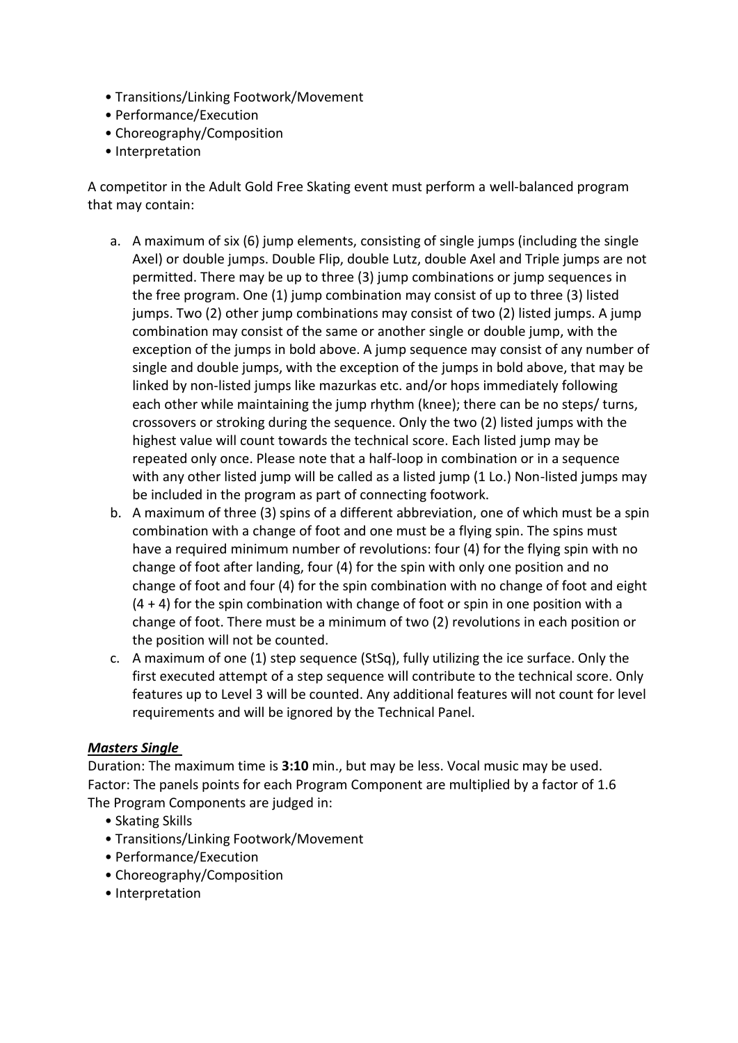- Transitions/Linking Footwork/Movement
- Performance/Execution
- Choreography/Composition
- Interpretation

A competitor in the Adult Gold Free Skating event must perform a well-balanced program that may contain:

a. A maximum of six (6) jump elements, consisting of single jumps (including the single Axel) or double jumps. Double Flip, double Lutz, double Axel and Triple jumps are not permitted. There may be up to three (3) jump combinations or jump sequences in the free program. One (1) jump combination may consist of up to three (3) listed jumps. Two (2) other jump combinations may consist of two (2) listed jumps. A jump combination may consist of the same or another single or double jump, with the exception of the jumps in bold above. A jump sequence may consist of any number of single and double jumps, with the exception of the jumps in bold above, that may be linked by non-listed jumps like mazurkas etc. and/or hops immediately following each other while maintaining the jump rhythm (knee); there can be no steps/ turns, crossovers or stroking during the sequence. Only the two (2) listed jumps with the highest value will count towards the technical score. Each listed jump may be repeated only once. Please note that a half-loop in combination or in a sequence with any other listed jump will be called as a listed jump (1 Lo.) Non-listed jumps may be included in the program as part of connecting footwork.
b. A maximum of three (3) spins of a different abbreviation, one of which must be a spin combination with a change of foot and one must be a flying spin. The spins must have a required minimum number of revolutions: four (4) for the flying spin with no change of foot after landing, four (4) for the spin with only one position and no change of foot and four (4) for the spin combination with no change of foot and eight (4 + 4) for the spin combination with change of foot or spin in one position with a change of foot. There must be a minimum of two (2) revolutions in each position or the position will not be counted.
c. A maximum of one (1) step sequence (StSq), fully utilizing the ice surface. Only the first executed attempt of a step sequence will contribute to the technical score. Only features up to Level 3 will be counted. Any additional features will not count for level requirements and will be ignored by the Technical Panel.

***Masters Single***

Duration: The maximum time is **3:10** min., but may be less. Vocal music may be used.
Factor: The panels points for each Program Component are multiplied by a factor of 1.6
The Program Components are judged in:

- Skating Skills
- Transitions/Linking Footwork/Movement
- Performance/Execution
- Choreography/Composition
- Interpretation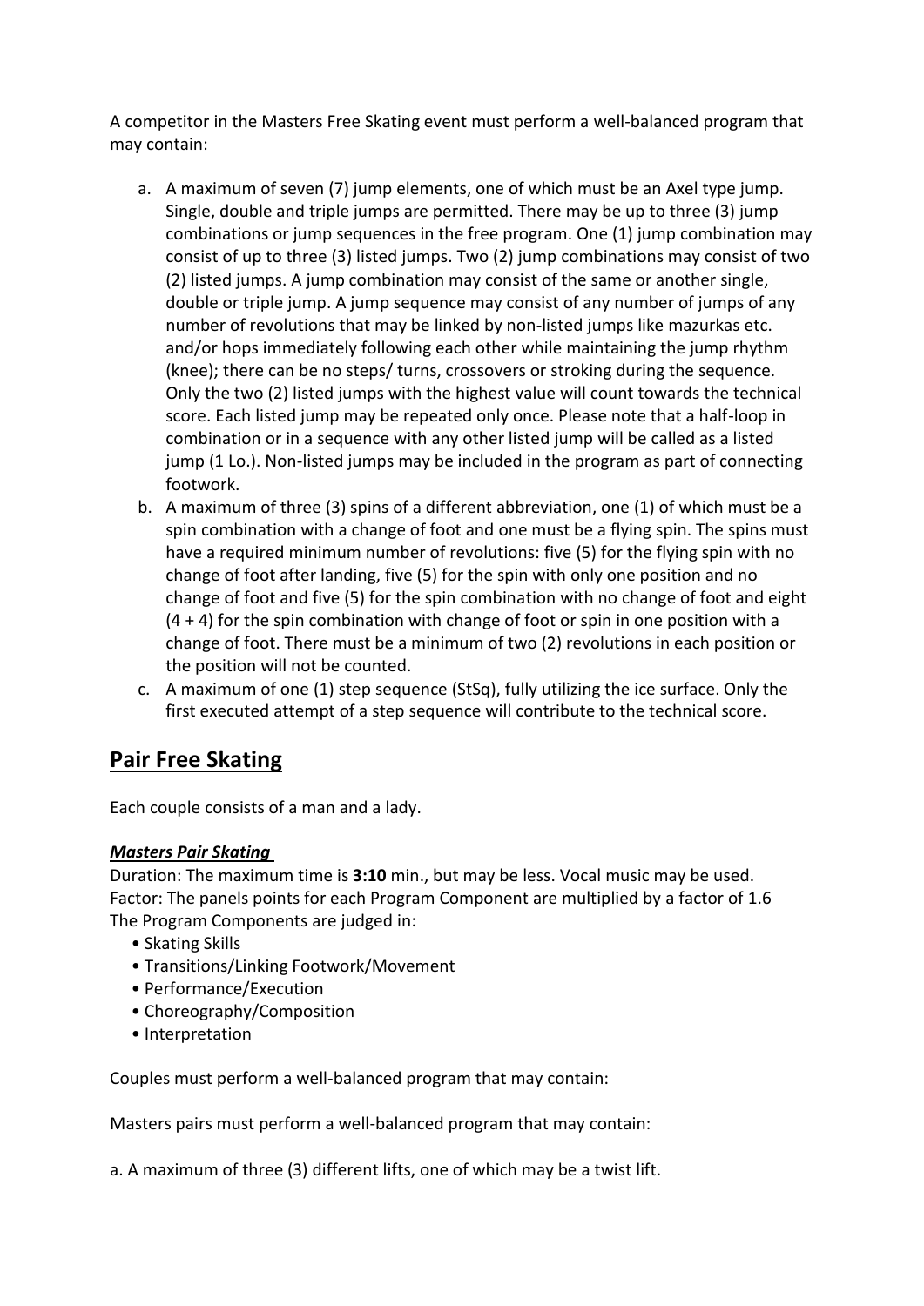A competitor in the Masters Free Skating event must perform a well-balanced program that may contain:

a. A maximum of seven (7) jump elements, one of which must be an Axel type jump. Single, double and triple jumps are permitted. There may be up to three (3) jump combinations or jump sequences in the free program. One (1) jump combination may consist of up to three (3) listed jumps. Two (2) jump combinations may consist of two (2) listed jumps. A jump combination may consist of the same or another single, double or triple jump. A jump sequence may consist of any number of jumps of any number of revolutions that may be linked by non-listed jumps like mazurkas etc. and/or hops immediately following each other while maintaining the jump rhythm (knee); there can be no steps/ turns, crossovers or stroking during the sequence. Only the two (2) listed jumps with the highest value will count towards the technical score. Each listed jump may be repeated only once. Please note that a half-loop in combination or in a sequence with any other listed jump will be called as a listed jump (1 Lo.). Non-listed jumps may be included in the program as part of connecting footwork.
b. A maximum of three (3) spins of a different abbreviation, one (1) of which must be a spin combination with a change of foot and one must be a flying spin. The spins must have a required minimum number of revolutions: five (5) for the flying spin with no change of foot after landing, five (5) for the spin with only one position and no change of foot and five (5) for the spin combination with no change of foot and eight (4 + 4) for the spin combination with change of foot or spin in one position with a change of foot. There must be a minimum of two (2) revolutions in each position or the position will not be counted.
c. A maximum of one (1) step sequence (StSq), fully utilizing the ice surface. Only the first executed attempt of a step sequence will contribute to the technical score.

## Pair Free Skating

Each couple consists of a man and a lady.

### *Masters Pair Skating*

Duration: The maximum time is **3:10** min., but may be less. Vocal music may be used.
Factor: The panels points for each Program Component are multiplied by a factor of 1.6
The Program Components are judged in:

- Skating Skills
- Transitions/Linking Footwork/Movement
- Performance/Execution
- Choreography/Composition
- Interpretation

Couples must perform a well-balanced program that may contain:

Masters pairs must perform a well-balanced program that may contain:

a. A maximum of three (3) different lifts, one of which may be a twist lift.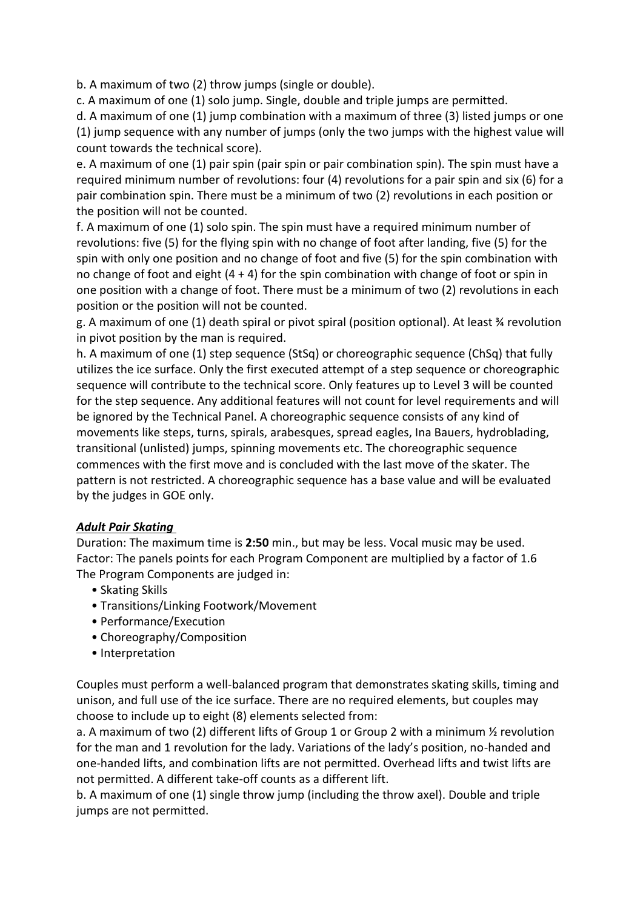b. A maximum of two (2) throw jumps (single or double).

c. A maximum of one (1) solo jump. Single, double and triple jumps are permitted.

d. A maximum of one (1) jump combination with a maximum of three (3) listed jumps or one (1) jump sequence with any number of jumps (only the two jumps with the highest value will count towards the technical score).

e. A maximum of one (1) pair spin (pair spin or pair combination spin). The spin must have a required minimum number of revolutions: four (4) revolutions for a pair spin and six (6) for a pair combination spin. There must be a minimum of two (2) revolutions in each position or the position will not be counted.

f. A maximum of one (1) solo spin. The spin must have a required minimum number of revolutions: five (5) for the flying spin with no change of foot after landing, five (5) for the spin with only one position and no change of foot and five (5) for the spin combination with no change of foot and eight (4 + 4) for the spin combination with change of foot or spin in one position with a change of foot. There must be a minimum of two (2) revolutions in each position or the position will not be counted.

g. A maximum of one (1) death spiral or pivot spiral (position optional). At least ¾ revolution in pivot position by the man is required.

h. A maximum of one (1) step sequence (StSq) or choreographic sequence (ChSq) that fully utilizes the ice surface. Only the first executed attempt of a step sequence or choreographic sequence will contribute to the technical score. Only features up to Level 3 will be counted for the step sequence. Any additional features will not count for level requirements and will be ignored by the Technical Panel. A choreographic sequence consists of any kind of movements like steps, turns, spirals, arabesques, spread eagles, Ina Bauers, hydroblading, transitional (unlisted) jumps, spinning movements etc. The choreographic sequence commences with the first move and is concluded with the last move of the skater. The pattern is not restricted. A choreographic sequence has a base value and will be evaluated by the judges in GOE only.

***Adult Pair Skating***

Duration: The maximum time is **2:50** min., but may be less. Vocal music may be used.
Factor: The panels points for each Program Component are multiplied by a factor of 1.6
The Program Components are judged in:

- Skating Skills
- Transitions/Linking Footwork/Movement
- Performance/Execution
- Choreography/Composition
- Interpretation

Couples must perform a well-balanced program that demonstrates skating skills, timing and unison, and full use of the ice surface. There are no required elements, but couples may choose to include up to eight (8) elements selected from:

a. A maximum of two (2) different lifts of Group 1 or Group 2 with a minimum ½ revolution for the man and 1 revolution for the lady. Variations of the lady's position, no-handed and one-handed lifts, and combination lifts are not permitted. Overhead lifts and twist lifts are not permitted. A different take-off counts as a different lift.

b. A maximum of one (1) single throw jump (including the throw axel). Double and triple jumps are not permitted.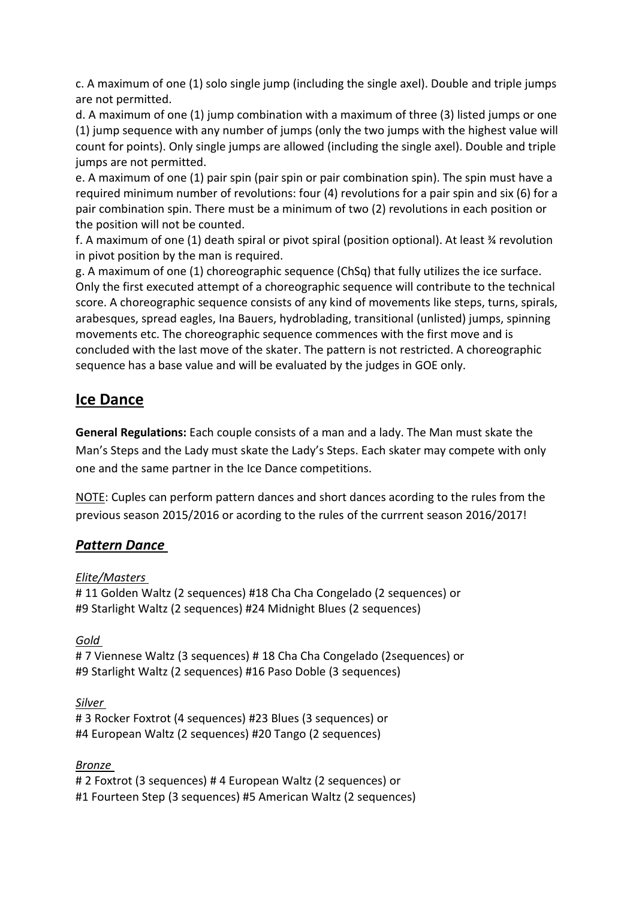c. A maximum of one (1) solo single jump (including the single axel). Double and triple jumps are not permitted.

d. A maximum of one (1) jump combination with a maximum of three (3) listed jumps or one (1) jump sequence with any number of jumps (only the two jumps with the highest value will count for points). Only single jumps are allowed (including the single axel). Double and triple jumps are not permitted.

e. A maximum of one (1) pair spin (pair spin or pair combination spin). The spin must have a required minimum number of revolutions: four (4) revolutions for a pair spin and six (6) for a pair combination spin. There must be a minimum of two (2) revolutions in each position or the position will not be counted.

f. A maximum of one (1) death spiral or pivot spiral (position optional). At least ¾ revolution in pivot position by the man is required.

g. A maximum of one (1) choreographic sequence (ChSq) that fully utilizes the ice surface. Only the first executed attempt of a choreographic sequence will contribute to the technical score. A choreographic sequence consists of any kind of movements like steps, turns, spirals, arabesques, spread eagles, Ina Bauers, hydroblading, transitional (unlisted) jumps, spinning movements etc. The choreographic sequence commences with the first move and is concluded with the last move of the skater. The pattern is not restricted. A choreographic sequence has a base value and will be evaluated by the judges in GOE only.

## Ice Dance

**General Regulations:** Each couple consists of a man and a lady. The Man must skate the Man's Steps and the Lady must skate the Lady's Steps. Each skater may compete with only one and the same partner in the Ice Dance competitions.

NOTE: Cuples can perform pattern dances and short dances acording to the rules from the previous season 2015/2016 or acording to the rules of the currrent season 2016/2017!

### *Pattern Dance*

*Elite/Masters*

# 11 Golden Waltz (2 sequences) #18 Cha Cha Congelado (2 sequences) or
#9 Starlight Waltz (2 sequences) #24 Midnight Blues (2 sequences)

*Gold*

# 7 Viennese Waltz (3 sequences) # 18 Cha Cha Congelado (2sequences) or
#9 Starlight Waltz (2 sequences) #16 Paso Doble (3 sequences)

*Silver*

# 3 Rocker Foxtrot (4 sequences) #23 Blues (3 sequences) or
#4 European Waltz (2 sequences) #20 Tango (2 sequences)

*Bronze*

# 2 Foxtrot (3 sequences) # 4 European Waltz (2 sequences) or
#1 Fourteen Step (3 sequences) #5 American Waltz (2 sequences)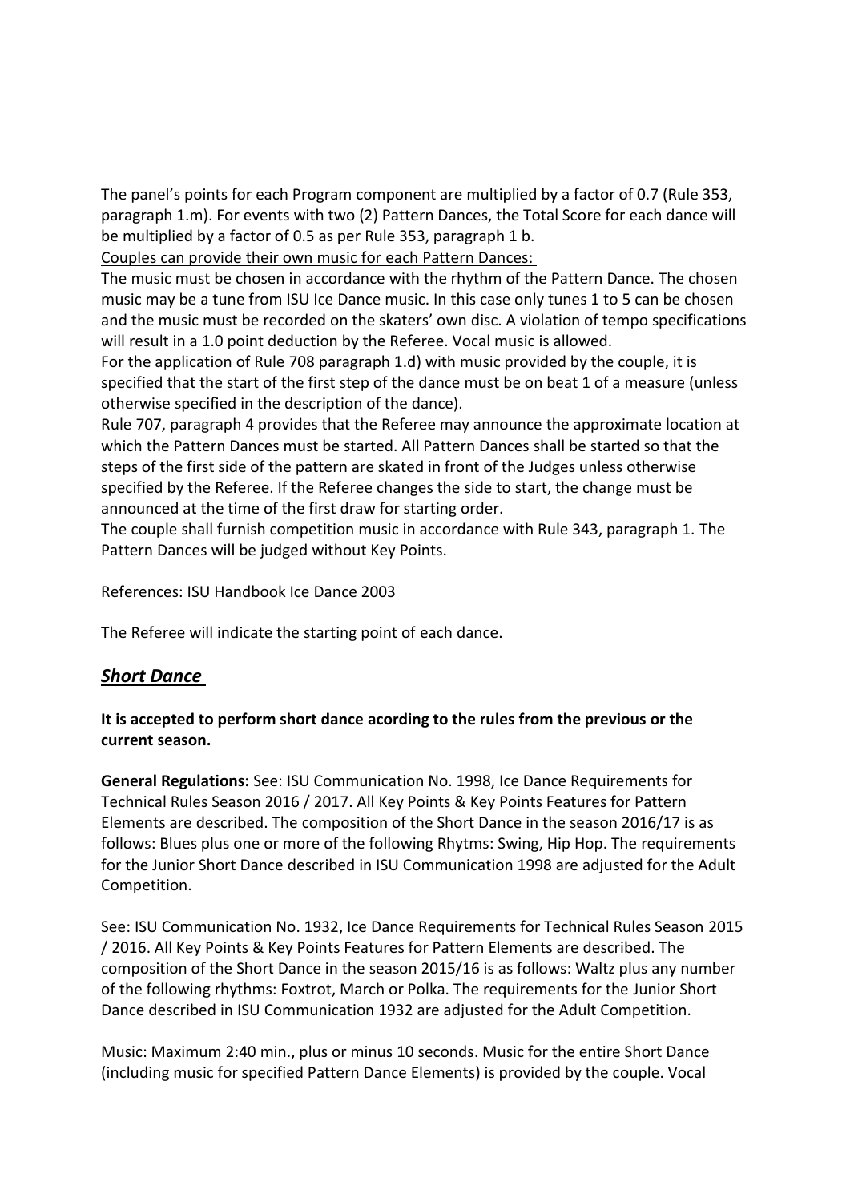The panel's points for each Program component are multiplied by a factor of 0.7 (Rule 353, paragraph 1.m). For events with two (2) Pattern Dances, the Total Score for each dance will be multiplied by a factor of 0.5 as per Rule 353, paragraph 1 b.

Couples can provide their own music for each Pattern Dances:

The music must be chosen in accordance with the rhythm of the Pattern Dance. The chosen music may be a tune from ISU Ice Dance music. In this case only tunes 1 to 5 can be chosen and the music must be recorded on the skaters' own disc. A violation of tempo specifications will result in a 1.0 point deduction by the Referee. Vocal music is allowed.

For the application of Rule 708 paragraph 1.d) with music provided by the couple, it is specified that the start of the first step of the dance must be on beat 1 of a measure (unless otherwise specified in the description of the dance).

Rule 707, paragraph 4 provides that the Referee may announce the approximate location at which the Pattern Dances must be started. All Pattern Dances shall be started so that the steps of the first side of the pattern are skated in front of the Judges unless otherwise specified by the Referee. If the Referee changes the side to start, the change must be announced at the time of the first draw for starting order.

The couple shall furnish competition music in accordance with Rule 343, paragraph 1. The Pattern Dances will be judged without Key Points.

References: ISU Handbook Ice Dance 2003

The Referee will indicate the starting point of each dance.

## ***Short Dance***

**It is accepted to perform short dance acording to the rules from the previous or the current season.**

**General Regulations:** See: ISU Communication No. 1998, Ice Dance Requirements for Technical Rules Season 2016 / 2017. All Key Points & Key Points Features for Pattern Elements are described. The composition of the Short Dance in the season 2016/17 is as follows: Blues plus one or more of the following Rhytms: Swing, Hip Hop. The requirements for the Junior Short Dance described in ISU Communication 1998 are adjusted for the Adult Competition.

See: ISU Communication No. 1932, Ice Dance Requirements for Technical Rules Season 2015 / 2016. All Key Points & Key Points Features for Pattern Elements are described. The composition of the Short Dance in the season 2015/16 is as follows: Waltz plus any number of the following rhythms: Foxtrot, March or Polka. The requirements for the Junior Short Dance described in ISU Communication 1932 are adjusted for the Adult Competition.

Music: Maximum 2:40 min., plus or minus 10 seconds. Music for the entire Short Dance (including music for specified Pattern Dance Elements) is provided by the couple. Vocal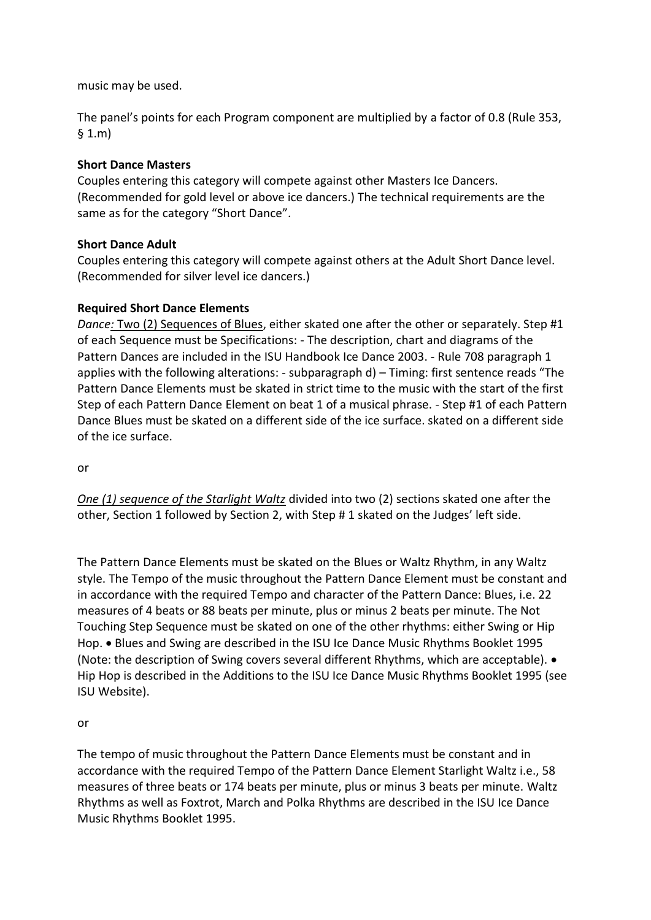music may be used.

The panel's points for each Program component are multiplied by a factor of 0.8 (Rule 353, § 1.m)

**Short Dance Masters**
Couples entering this category will compete against other Masters Ice Dancers. (Recommended for gold level or above ice dancers.) The technical requirements are the same as for the category "Short Dance".

**Short Dance Adult**
Couples entering this category will compete against others at the Adult Short Dance level. (Recommended for silver level ice dancers.)

**Required Short Dance Elements**
*Dance:* Two (2) Sequences of Blues, either skated one after the other or separately. Step #1 of each Sequence must be Specifications: - The description, chart and diagrams of the Pattern Dances are included in the ISU Handbook Ice Dance 2003. - Rule 708 paragraph 1 applies with the following alterations: - subparagraph d) – Timing: first sentence reads "The Pattern Dance Elements must be skated in strict time to the music with the start of the first Step of each Pattern Dance Element on beat 1 of a musical phrase. - Step #1 of each Pattern Dance Blues must be skated on a different side of the ice surface. skated on a different side of the ice surface.

or

*One (1) sequence of the Starlight Waltz* divided into two (2) sections skated one after the other, Section 1 followed by Section 2, with Step # 1 skated on the Judges' left side.

The Pattern Dance Elements must be skated on the Blues or Waltz Rhythm, in any Waltz style. The Tempo of the music throughout the Pattern Dance Element must be constant and in accordance with the required Tempo and character of the Pattern Dance: Blues, i.e. 22 measures of 4 beats or 88 beats per minute, plus or minus 2 beats per minute. The Not Touching Step Sequence must be skated on one of the other rhythms: either Swing or Hip Hop. • Blues and Swing are described in the ISU Ice Dance Music Rhythms Booklet 1995 (Note: the description of Swing covers several different Rhythms, which are acceptable). • Hip Hop is described in the Additions to the ISU Ice Dance Music Rhythms Booklet 1995 (see ISU Website).

or

The tempo of music throughout the Pattern Dance Elements must be constant and in accordance with the required Tempo of the Pattern Dance Element Starlight Waltz i.e., 58 measures of three beats or 174 beats per minute, plus or minus 3 beats per minute. Waltz Rhythms as well as Foxtrot, March and Polka Rhythms are described in the ISU Ice Dance Music Rhythms Booklet 1995.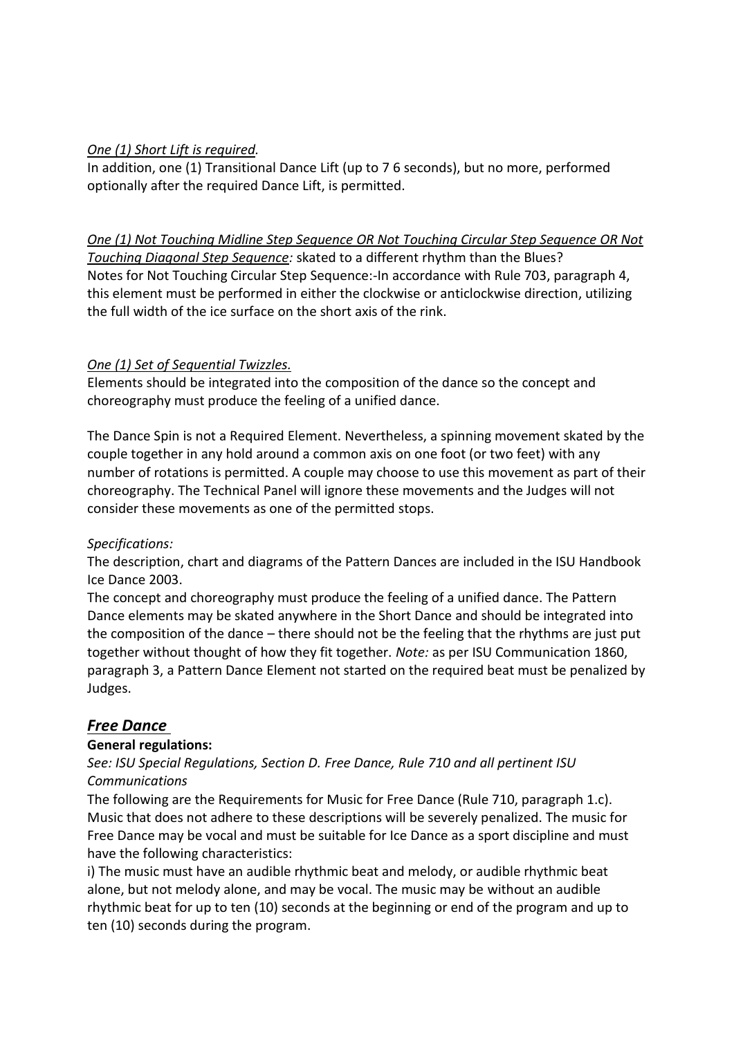*One (1) Short Lift is required.*

In addition, one (1) Transitional Dance Lift (up to 7 6 seconds), but no more, performed optionally after the required Dance Lift, is permitted.

*One (1) Not Touching Midline Step Sequence OR Not Touching Circular Step Sequence OR Not Touching Diagonal Step Sequence:* skated to a different rhythm than the Blues?
Notes for Not Touching Circular Step Sequence:-In accordance with Rule 703, paragraph 4, this element must be performed in either the clockwise or anticlockwise direction, utilizing the full width of the ice surface on the short axis of the rink.

*One (1) Set of Sequential Twizzles.*

Elements should be integrated into the composition of the dance so the concept and choreography must produce the feeling of a unified dance.

The Dance Spin is not a Required Element. Nevertheless, a spinning movement skated by the couple together in any hold around a common axis on one foot (or two feet) with any number of rotations is permitted. A couple may choose to use this movement as part of their choreography. The Technical Panel will ignore these movements and the Judges will not consider these movements as one of the permitted stops.

*Specifications:*

The description, chart and diagrams of the Pattern Dances are included in the ISU Handbook Ice Dance 2003.
The concept and choreography must produce the feeling of a unified dance. The Pattern Dance elements may be skated anywhere in the Short Dance and should be integrated into the composition of the dance – there should not be the feeling that the rhythms are just put together without thought of how they fit together. *Note:* as per ISU Communication 1860, paragraph 3, a Pattern Dance Element not started on the required beat must be penalized by Judges.

## *Free Dance*

**General regulations:**

*See: ISU Special Regulations, Section D. Free Dance, Rule 710 and all pertinent ISU Communications*

The following are the Requirements for Music for Free Dance (Rule 710, paragraph 1.c). Music that does not adhere to these descriptions will be severely penalized. The music for Free Dance may be vocal and must be suitable for Ice Dance as a sport discipline and must have the following characteristics:

i) The music must have an audible rhythmic beat and melody, or audible rhythmic beat alone, but not melody alone, and may be vocal. The music may be without an audible rhythmic beat for up to ten (10) seconds at the beginning or end of the program and up to ten (10) seconds during the program.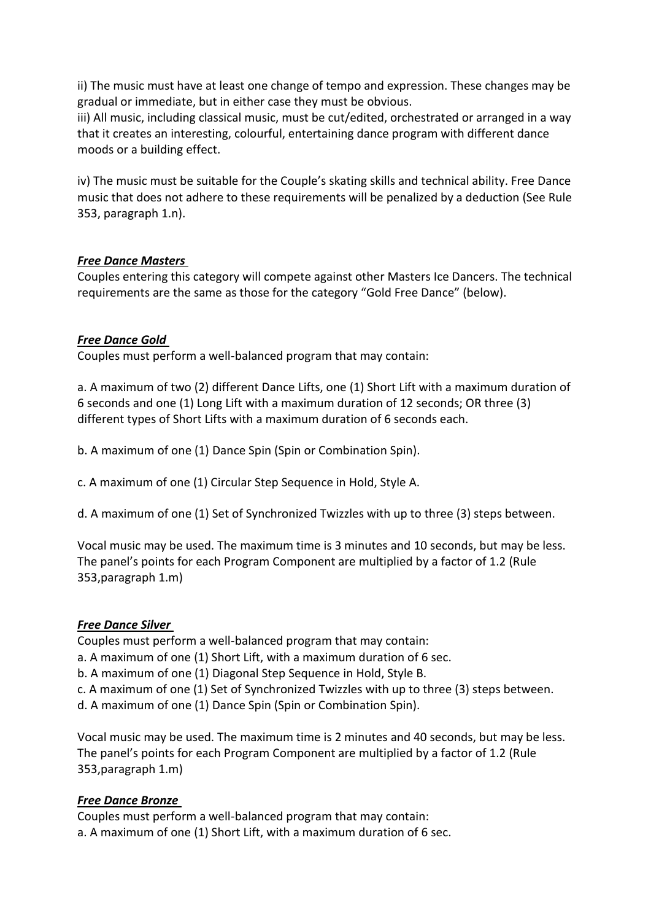ii) The music must have at least one change of tempo and expression. These changes may be gradual or immediate, but in either case they must be obvious.
iii) All music, including classical music, must be cut/edited, orchestrated or arranged in a way that it creates an interesting, colourful, entertaining dance program with different dance moods or a building effect.

iv) The music must be suitable for the Couple's skating skills and technical ability. Free Dance music that does not adhere to these requirements will be penalized by a deduction (See Rule 353, paragraph 1.n).

### ***Free Dance Masters***

Couples entering this category will compete against other Masters Ice Dancers. The technical requirements are the same as those for the category "Gold Free Dance" (below).

### ***Free Dance Gold***

Couples must perform a well-balanced program that may contain:

a. A maximum of two (2) different Dance Lifts, one (1) Short Lift with a maximum duration of 6 seconds and one (1) Long Lift with a maximum duration of 12 seconds; OR three (3) different types of Short Lifts with a maximum duration of 6 seconds each.

b. A maximum of one (1) Dance Spin (Spin or Combination Spin).

c. A maximum of one (1) Circular Step Sequence in Hold, Style A.

d. A maximum of one (1) Set of Synchronized Twizzles with up to three (3) steps between.

Vocal music may be used. The maximum time is 3 minutes and 10 seconds, but may be less. The panel's points for each Program Component are multiplied by a factor of 1.2 (Rule 353,paragraph 1.m)

### ***Free Dance Silver***

Couples must perform a well-balanced program that may contain:
a. A maximum of one (1) Short Lift, with a maximum duration of 6 sec.
b. A maximum of one (1) Diagonal Step Sequence in Hold, Style B.
c. A maximum of one (1) Set of Synchronized Twizzles with up to three (3) steps between.
d. A maximum of one (1) Dance Spin (Spin or Combination Spin).

Vocal music may be used. The maximum time is 2 minutes and 40 seconds, but may be less. The panel's points for each Program Component are multiplied by a factor of 1.2 (Rule 353,paragraph 1.m)

### ***Free Dance Bronze***

Couples must perform a well-balanced program that may contain:
a. A maximum of one (1) Short Lift, with a maximum duration of 6 sec.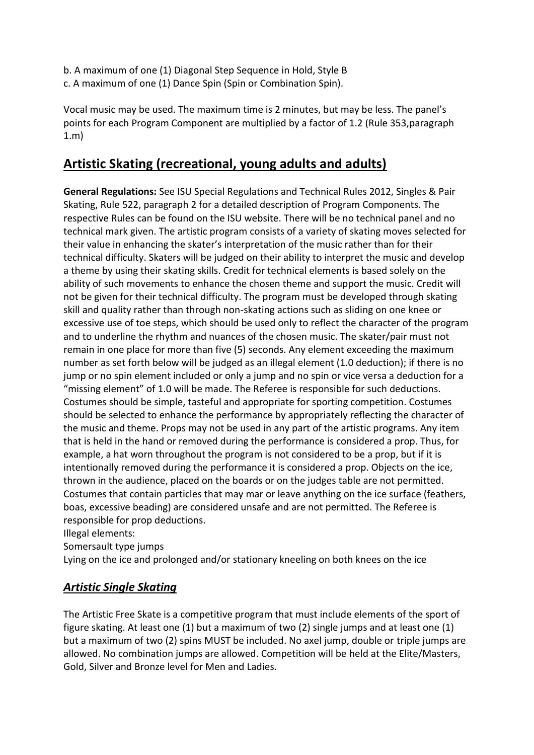b. A maximum of one (1) Diagonal Step Sequence in Hold, Style B
c. A maximum of one (1) Dance Spin (Spin or Combination Spin).

Vocal music may be used. The maximum time is 2 minutes, but may be less. The panel's points for each Program Component are multiplied by a factor of 1.2 (Rule 353,paragraph 1.m)

## Artistic Skating (recreational, young adults and adults)

**General Regulations:** See ISU Special Regulations and Technical Rules 2012, Singles & Pair Skating, Rule 522, paragraph 2 for a detailed description of Program Components. The respective Rules can be found on the ISU website. There will be no technical panel and no technical mark given. The artistic program consists of a variety of skating moves selected for their value in enhancing the skater's interpretation of the music rather than for their technical difficulty. Skaters will be judged on their ability to interpret the music and develop a theme by using their skating skills. Credit for technical elements is based solely on the ability of such movements to enhance the chosen theme and support the music. Credit will not be given for their technical difficulty. The program must be developed through skating skill and quality rather than through non-skating actions such as sliding on one knee or excessive use of toe steps, which should be used only to reflect the character of the program and to underline the rhythm and nuances of the chosen music. The skater/pair must not remain in one place for more than five (5) seconds. Any element exceeding the maximum number as set forth below will be judged as an illegal element (1.0 deduction); if there is no jump or no spin element included or only a jump and no spin or vice versa a deduction for a "missing element" of 1.0 will be made. The Referee is responsible for such deductions. Costumes should be simple, tasteful and appropriate for sporting competition. Costumes should be selected to enhance the performance by appropriately reflecting the character of the music and theme. Props may not be used in any part of the artistic programs. Any item that is held in the hand or removed during the performance is considered a prop. Thus, for example, a hat worn throughout the program is not considered to be a prop, but if it is intentionally removed during the performance it is considered a prop. Objects on the ice, thrown in the audience, placed on the boards or on the judges table are not permitted. Costumes that contain particles that may mar or leave anything on the ice surface (feathers, boas, excessive beading) are considered unsafe and are not permitted. The Referee is responsible for prop deductions.
Illegal elements:
Somersault type jumps
Lying on the ice and prolonged and/or stationary kneeling on both knees on the ice

### *Artistic Single Skating*

The Artistic Free Skate is a competitive program that must include elements of the sport of figure skating. At least one (1) but a maximum of two (2) single jumps and at least one (1) but a maximum of two (2) spins MUST be included. No axel jump, double or triple jumps are allowed. No combination jumps are allowed. Competition will be held at the Elite/Masters, Gold, Silver and Bronze level for Men and Ladies.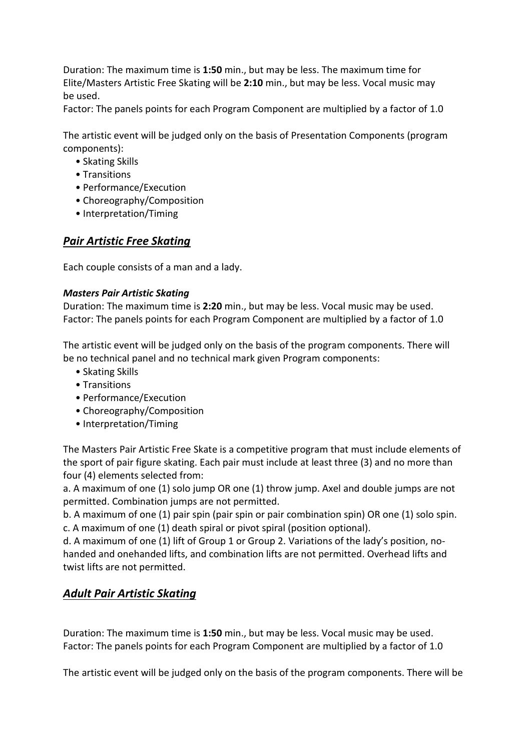Duration: The maximum time is **1:50** min., but may be less. The maximum time for Elite/Masters Artistic Free Skating will be **2:10** min., but may be less. Vocal music may be used.
Factor: The panels points for each Program Component are multiplied by a factor of 1.0

The artistic event will be judged only on the basis of Presentation Components (program components):

- Skating Skills
- Transitions
- Performance/Execution
- Choreography/Composition
- Interpretation/Timing

## *Pair Artistic Free Skating*

Each couple consists of a man and a lady.

### *Masters Pair Artistic Skating*

Duration: The maximum time is **2:20** min., but may be less. Vocal music may be used.
Factor: The panels points for each Program Component are multiplied by a factor of 1.0

The artistic event will be judged only on the basis of the program components. There will be no technical panel and no technical mark given Program components:

- Skating Skills
- Transitions
- Performance/Execution
- Choreography/Composition
- Interpretation/Timing

The Masters Pair Artistic Free Skate is a competitive program that must include elements of the sport of pair figure skating. Each pair must include at least three (3) and no more than four (4) elements selected from:

a. A maximum of one (1) solo jump OR one (1) throw jump. Axel and double jumps are not permitted. Combination jumps are not permitted.
b. A maximum of one (1) pair spin (pair spin or pair combination spin) OR one (1) solo spin.
c. A maximum of one (1) death spiral or pivot spiral (position optional).
d. A maximum of one (1) lift of Group 1 or Group 2. Variations of the lady's position, no-handed and onehanded lifts, and combination lifts are not permitted. Overhead lifts and twist lifts are not permitted.

## *Adult Pair Artistic Skating*

Duration: The maximum time is **1:50** min., but may be less. Vocal music may be used.
Factor: The panels points for each Program Component are multiplied by a factor of 1.0

The artistic event will be judged only on the basis of the program components. There will be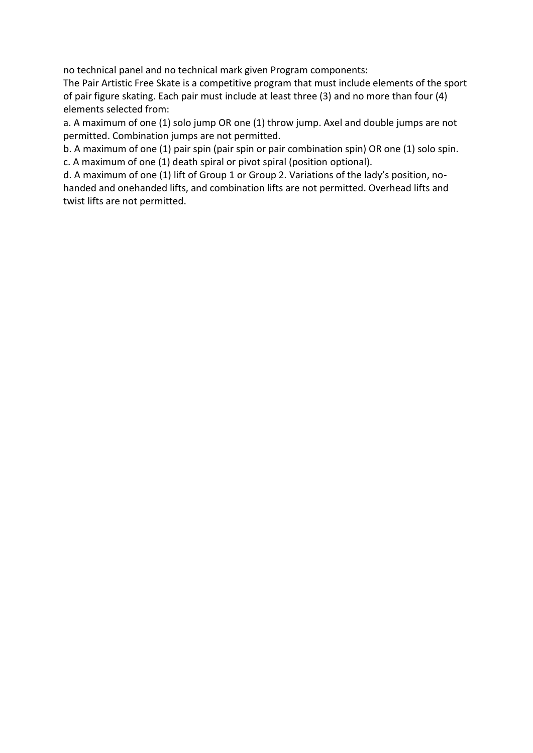no technical panel and no technical mark given Program components:

The Pair Artistic Free Skate is a competitive program that must include elements of the sport of pair figure skating. Each pair must include at least three (3) and no more than four (4) elements selected from:

a. A maximum of one (1) solo jump OR one (1) throw jump. Axel and double jumps are not permitted. Combination jumps are not permitted.

b. A maximum of one (1) pair spin (pair spin or pair combination spin) OR one (1) solo spin.

c. A maximum of one (1) death spiral or pivot spiral (position optional).

d. A maximum of one (1) lift of Group 1 or Group 2. Variations of the lady's position, no-handed and onehanded lifts, and combination lifts are not permitted. Overhead lifts and twist lifts are not permitted.